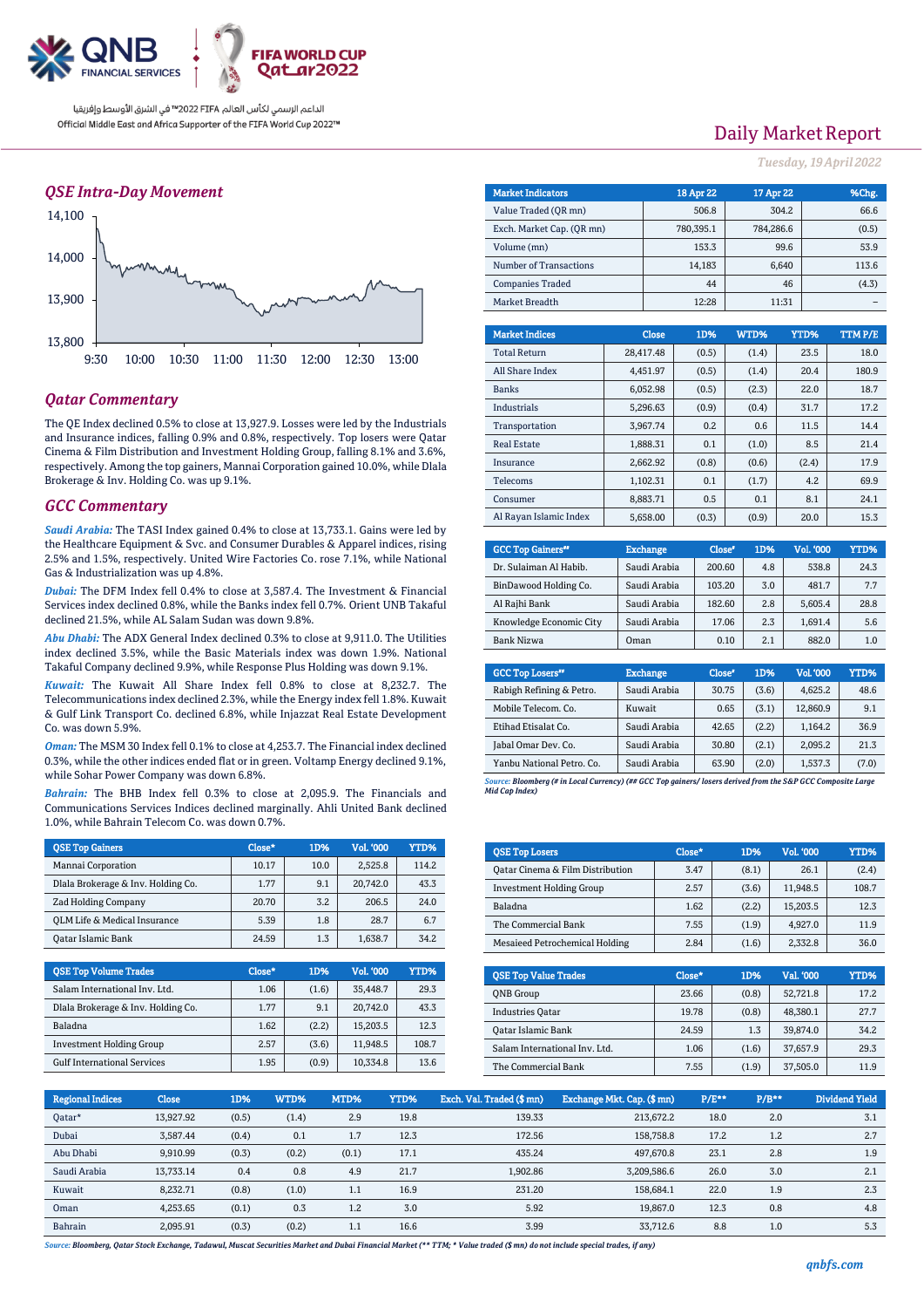QNB FINANCIAL SERVICES

FIFA WORLD CUP Qatar2022

الداعم الرسمي لكأس العالم FIFA 2022™ في الشرق الأوسط وإفريقيا

Official Middle East and Africa Supporter of the FIFA World Cup 2022™

# Daily Market Report

*Tuesday, 19 April 2022*

## QSE Intra-Day Movement

14,100
14,000
13,900
13,800
9:30 10:00 10:30 11:00 11:30 12:00 12:30 13:00

## Qatar Commentary

The QE Index declined 0.5% to close at 13,927.9. Losses were led by the Industrials and Insurance indices, falling 0.9% and 0.8%, respectively. Top losers were Qatar Cinema & Film Distribution and Investment Holding Group, falling 8.1% and 3.6%, respectively. Among the top gainers, Mannai Corporation gained 10.0%, while Dlala Brokerage & Inv. Holding Co. was up 9.1%.

## GCC Commentary

*Saudi Arabia:* The TASI Index gained 0.4% to close at 13,733.1. Gains were led by the Healthcare Equipment & Svc. and Consumer Durables & Apparel indices, rising 2.5% and 1.5%, respectively. United Wire Factories Co. rose 7.1%, while National Gas & Industrialization was up 4.8%.

*Dubai:* The DFM Index fell 0.4% to close at 3,587.4. The Investment & Financial Services index declined 0.8%, while the Banks index fell 0.7%. Orient UNB Takaful declined 21.5%, while AL Salam Sudan was down 9.8%.

*Abu Dhabi:* The ADX General Index declined 0.3% to close at 9,911.0. The Utilities index declined 3.5%, while the Basic Materials index was down 1.9%. National Takaful Company declined 9.9%, while Response Plus Holding was down 9.1%.

*Kuwait:* The Kuwait All Share Index fell 0.8% to close at 8,232.7. The Telecommunications index declined 2.3%, while the Energy index fell 1.8%. Kuwait & Gulf Link Transport Co. declined 6.8%, while Injazzat Real Estate Development Co. was down 5.9%.

*Oman:* The MSM 30 Index fell 0.1% to close at 4,253.7. The Financial index declined 0.3%, while the other indices ended flat or in green. Voltamp Energy declined 9.1%, while Sohar Power Company was down 6.8%.

*Bahrain:* The BHB Index fell 0.3% to close at 2,095.9. The Financials and Communications Services Indices declined marginally. Ahli United Bank declined 1.0%, while Bahrain Telecom Co. was down 0.7%.

| Market Indicators | 18 Apr 22 | 17 Apr 22 | %Chg. |
|---|---|---|---|
| Value Traded (QR mn) | 506.8 | 304.2 | 66.6 |
| Exch. Market Cap. (QR mn) | 780,395.1 | 784,286.6 | (0.5) |
| Volume (mn) | 153.3 | 99.6 | 53.9 |
| Number of Transactions | 14,183 | 6,640 | 113.6 |
| Companies Traded | 44 | 46 | (4.3) |
| Market Breadth | 12:28 | 11:31 | – |

| Market Indices | Close | 1D% | WTD% | YTD% | TTM P/E |
|---|---|---|---|---|---|
| Total Return | 28,417.48 | (0.5) | (1.4) | 23.5 | 18.0 |
| All Share Index | 4,451.97 | (0.5) | (1.4) | 20.4 | 180.9 |
| Banks | 6,052.98 | (0.5) | (2.3) | 22.0 | 18.7 |
| Industrials | 5,296.63 | (0.9) | (0.4) | 31.7 | 17.2 |
| Transportation | 3,967.74 | 0.2 | 0.6 | 11.5 | 14.4 |
| Real Estate | 1,888.31 | 0.1 | (1.0) | 8.5 | 21.4 |
| Insurance | 2,662.92 | (0.8) | (0.6) | (2.4) | 17.9 |
| Telecoms | 1,102.31 | 0.1 | (1.7) | 4.2 | 69.9 |
| Consumer | 8,883.71 | 0.5 | 0.1 | 8.1 | 24.1 |
| Al Rayan Islamic Index | 5,658.00 | (0.3) | (0.9) | 20.0 | 15.3 |

| GCC Top Gainers## | Exchange | Close# | 1D% | Vol. '000 | YTD% |
|---|---|---|---|---|---|
| Dr. Sulaiman Al Habib. | Saudi Arabia | 200.60 | 4.8 | 538.8 | 24.3 |
| BinDawood Holding Co. | Saudi Arabia | 103.20 | 3.0 | 481.7 | 7.7 |
| Al Rajhi Bank | Saudi Arabia | 182.60 | 2.8 | 5,605.4 | 28.8 |
| Knowledge Economic City | Saudi Arabia | 17.06 | 2.3 | 1,691.4 | 5.6 |
| Bank Nizwa | Oman | 0.10 | 2.1 | 882.0 | 1.0 |

| GCC Top Losers## | Exchange | Close# | 1D% | Vol. '000 | YTD% |
|---|---|---|---|---|---|
| Rabigh Refining & Petro. | Saudi Arabia | 30.75 | (3.6) | 4,625.2 | 48.6 |
| Mobile Telecom. Co. | Kuwait | 0.65 | (3.1) | 12,860.9 | 9.1 |
| Etihad Etisalat Co. | Saudi Arabia | 42.65 | (2.2) | 1,164.2 | 36.9 |
| Jabal Omar Dev. Co. | Saudi Arabia | 30.80 | (2.1) | 2,095.2 | 21.3 |
| Yanbu National Petro. Co. | Saudi Arabia | 63.90 | (2.0) | 1,537.3 | (7.0) |

*Source: Bloomberg (# in Local Currency) (## GCC Top gainers/ losers derived from the S&P GCC Composite Large Mid Cap Index)*

| QSE Top Gainers | Close* | 1D% | Vol. '000 | YTD% |
|---|---|---|---|---|
| Mannai Corporation | 10.17 | 10.0 | 2,525.8 | 114.2 |
| Dlala Brokerage & Inv. Holding Co. | 1.77 | 9.1 | 20,742.0 | 43.3 |
| Zad Holding Company | 20.70 | 3.2 | 206.5 | 24.0 |
| QLM Life & Medical Insurance | 5.39 | 1.8 | 28.7 | 6.7 |
| Qatar Islamic Bank | 24.59 | 1.3 | 1,638.7 | 34.2 |

| QSE Top Losers | Close* | 1D% | Vol. '000 | YTD% |
|---|---|---|---|---|
| Qatar Cinema & Film Distribution | 3.47 | (8.1) | 26.1 | (2.4) |
| Investment Holding Group | 2.57 | (3.6) | 11,948.5 | 108.7 |
| Baladna | 1.62 | (2.2) | 15,203.5 | 12.3 |
| The Commercial Bank | 7.55 | (1.9) | 4,927.0 | 11.9 |
| Mesaieed Petrochemical Holding | 2.84 | (1.6) | 2,332.8 | 36.0 |

| QSE Top Volume Trades | Close* | 1D% | Vol. '000 | YTD% |
|---|---|---|---|---|
| Salam International Inv. Ltd. | 1.06 | (1.6) | 35,448.7 | 29.3 |
| Dlala Brokerage & Inv. Holding Co. | 1.77 | 9.1 | 20,742.0 | 43.3 |
| Baladna | 1.62 | (2.2) | 15,203.5 | 12.3 |
| Investment Holding Group | 2.57 | (3.6) | 11,948.5 | 108.7 |
| Gulf International Services | 1.95 | (0.9) | 10,334.8 | 13.6 |

| QSE Top Value Trades | Close* | 1D% | Val. '000 | YTD% |
|---|---|---|---|---|
| QNB Group | 23.66 | (0.8) | 52,721.8 | 17.2 |
| Industries Qatar | 19.78 | (0.8) | 48,380.1 | 27.7 |
| Qatar Islamic Bank | 24.59 | 1.3 | 39,874.0 | 34.2 |
| Salam International Inv. Ltd. | 1.06 | (1.6) | 37,657.9 | 29.3 |
| The Commercial Bank | 7.55 | (1.9) | 37,505.0 | 11.9 |

| Regional Indices | Close | 1D% | WTD% | MTD% | YTD% | Exch. Val. Traded ($ mn) | Exchange Mkt. Cap. ($ mn) | P/E** | P/B** | Dividend Yield |
|---|---|---|---|---|---|---|---|---|---|---|
| Qatar* | 13,927.92 | (0.5) | (1.4) | 2.9 | 19.8 | 139.33 | 213,672.2 | 18.0 | 2.0 | 3.1 |
| Dubai | 3,587.44 | (0.4) | 0.1 | 1.7 | 12.3 | 172.56 | 158,758.8 | 17.2 | 1.2 | 2.7 |
| Abu Dhabi | 9,910.99 | (0.3) | (0.2) | (0.1) | 17.1 | 435.24 | 497,670.8 | 23.1 | 2.8 | 1.9 |
| Saudi Arabia | 13,733.14 | 0.4 | 0.8 | 4.9 | 21.7 | 1,902.86 | 3,209,586.6 | 26.0 | 3.0 | 2.1 |
| Kuwait | 8,232.71 | (0.8) | (1.0) | 1.1 | 16.9 | 231.20 | 158,684.1 | 22.0 | 1.9 | 2.3 |
| Oman | 4,253.65 | (0.1) | 0.3 | 1.2 | 3.0 | 5.92 | 19,867.0 | 12.3 | 0.8 | 4.8 |
| Bahrain | 2,095.91 | (0.3) | (0.2) | 1.1 | 16.6 | 3.99 | 33,712.6 | 8.8 | 1.0 | 5.3 |

*Source: Bloomberg, Qatar Stock Exchange, Tadawul, Muscat Securities Market and Dubai Financial Market (** TTM; * Value traded ($ mn) do not include special trades, if any)*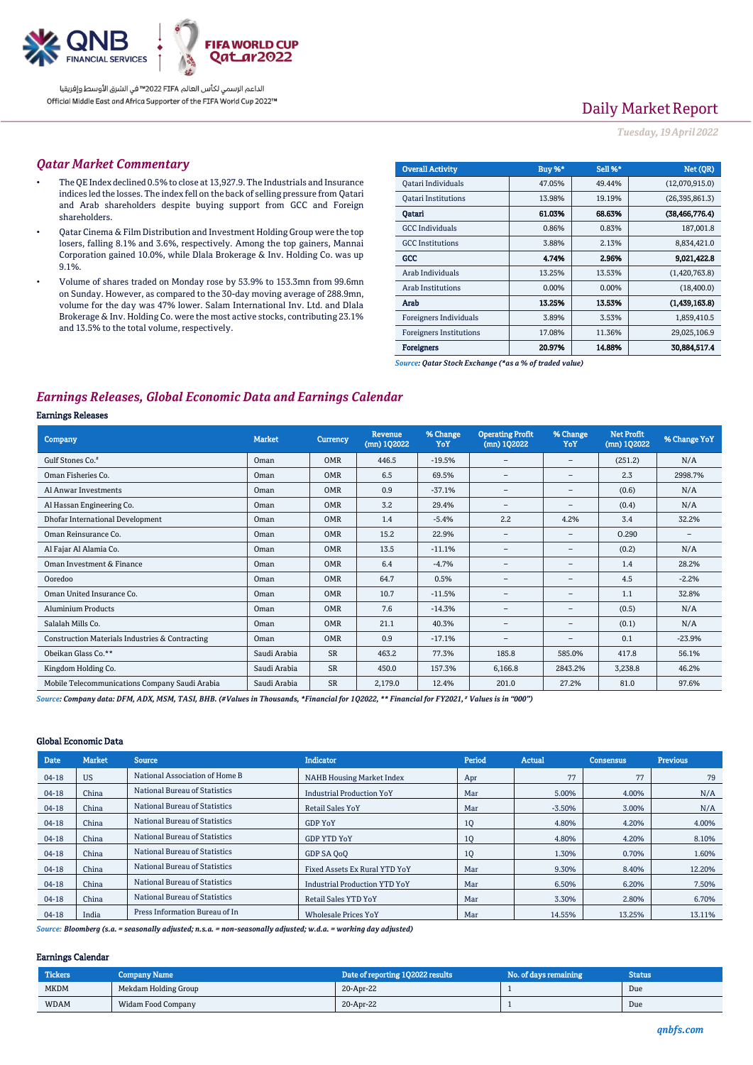Daily Market Report

*Tuesday, 19 April 2022*

## Qatar Market Commentary

- The QE Index declined 0.5% to close at 13,927.9. The Industrials and Insurance indices led the losses. The index fell on the back of selling pressure from Qatari and Arab shareholders despite buying support from GCC and Foreign shareholders.
- Qatar Cinema & Film Distribution and Investment Holding Group were the top losers, falling 8.1% and 3.6%, respectively. Among the top gainers, Mannai Corporation gained 10.0%, while Dlala Brokerage & Inv. Holding Co. was up 9.1%.
- Volume of shares traded on Monday rose by 53.9% to 153.3mn from 99.6mn on Sunday. However, as compared to the 30-day moving average of 288.9mn, volume for the day was 47% lower. Salam International Inv. Ltd. and Dlala Brokerage & Inv. Holding Co. were the most active stocks, contributing 23.1% and 13.5% to the total volume, respectively.

| Overall Activity | Buy %* | Sell %* | Net (QR) |
|---|---|---|---|
| Qatari Individuals | 47.05% | 49.44% | (12,070,915.0) |
| Qatari Institutions | 13.98% | 19.19% | (26,395,861.3) |
| **Qatari** | **61.03%** | **68.63%** | **(38,466,776.4)** |
| GCC Individuals | 0.86% | 0.83% | 187,001.8 |
| GCC Institutions | 3.88% | 2.13% | 8,834,421.0 |
| **GCC** | **4.74%** | **2.96%** | **9,021,422.8** |
| Arab Individuals | 13.25% | 13.53% | (1,420,763.8) |
| Arab Institutions | 0.00% | 0.00% | (18,400.0) |
| **Arab** | **13.25%** | **13.53%** | **(1,439,163.8)** |
| Foreigners Individuals | 3.89% | 3.53% | 1,859,410.5 |
| Foreigners Institutions | 17.08% | 11.36% | 29,025,106.9 |
| **Foreigners** | **20.97%** | **14.88%** | **30,884,517.4** |

*Source: Qatar Stock Exchange (\*as a % of traded value)*

## Earnings Releases, Global Economic Data and Earnings Calendar

### Earnings Releases

| Company | Market | Currency | Revenue (mn) 1Q2022 | % Change YoY | Operating Profit (mn) 1Q2022 | % Change YoY | Net Profit (mn) 1Q2022 | % Change YoY |
|---|---|---|---|---|---|---|---|---|
| Gulf Stones Co.# | Oman | OMR | 446.5 | -19.5% | – | – | (251.2) | N/A |
| Oman Fisheries Co. | Oman | OMR | 6.5 | 69.5% | – | – | 2.3 | 2998.7% |
| Al Anwar Investments | Oman | OMR | 0.9 | -37.1% | – | – | (0.6) | N/A |
| Al Hassan Engineering Co. | Oman | OMR | 3.2 | 29.4% | – | – | (0.4) | N/A |
| Dhofar International Development | Oman | OMR | 1.4 | -5.4% | 2.2 | 4.2% | 3.4 | 32.2% |
| Oman Reinsurance Co. | Oman | OMR | 15.2 | 22.9% | – | – | 0.290 | – |
| Al Fajar Al Alamia Co. | Oman | OMR | 13.5 | -11.1% | – | – | (0.2) | N/A |
| Oman Investment & Finance | Oman | OMR | 6.4 | -4.7% | – | – | 1.4 | 28.2% |
| Ooredoo | Oman | OMR | 64.7 | 0.5% | – | – | 4.5 | -2.2% |
| Oman United Insurance Co. | Oman | OMR | 10.7 | -11.5% | – | – | 1.1 | 32.8% |
| Aluminium Products | Oman | OMR | 7.6 | -14.3% | – | – | (0.5) | N/A |
| Salalah Mills Co. | Oman | OMR | 21.1 | 40.3% | – | – | (0.1) | N/A |
| Construction Materials Industries & Contracting | Oman | OMR | 0.9 | -17.1% | – | – | 0.1 | -23.9% |
| Obeikan Glass Co.** | Saudi Arabia | SR | 463.2 | 77.3% | 185.8 | 585.0% | 417.8 | 56.1% |
| Kingdom Holding Co. | Saudi Arabia | SR | 450.0 | 157.3% | 6,166.8 | 2843.2% | 3,238.8 | 46.2% |
| Mobile Telecommunications Company Saudi Arabia | Saudi Arabia | SR | 2,179.0 | 12.4% | 201.0 | 27.2% | 81.0 | 97.6% |

*Source: Company data: DFM, ADX, MSM, TASI, BHB. (#Values in Thousands, \*Financial for 1Q2022, \*\* Financial for FY2021, # Values is in "000")*

### Global Economic Data

| Date | Market | Source | Indicator | Period | Actual | Consensus | Previous |
|---|---|---|---|---|---|---|---|
| 04-18 | US | National Association of Home B | NAHB Housing Market Index | Apr | 77 | 77 | 79 |
| 04-18 | China | National Bureau of Statistics | Industrial Production YoY | Mar | 5.00% | 4.00% | N/A |
| 04-18 | China | National Bureau of Statistics | Retail Sales YoY | Mar | -3.50% | 3.00% | N/A |
| 04-18 | China | National Bureau of Statistics | GDP YoY | 1Q | 4.80% | 4.20% | 4.00% |
| 04-18 | China | National Bureau of Statistics | GDP YTD YoY | 1Q | 4.80% | 4.20% | 8.10% |
| 04-18 | China | National Bureau of Statistics | GDP SA QoQ | 1Q | 1.30% | 0.70% | 1.60% |
| 04-18 | China | National Bureau of Statistics | Fixed Assets Ex Rural YTD YoY | Mar | 9.30% | 8.40% | 12.20% |
| 04-18 | China | National Bureau of Statistics | Industrial Production YTD YoY | Mar | 6.50% | 6.20% | 7.50% |
| 04-18 | China | National Bureau of Statistics | Retail Sales YTD YoY | Mar | 3.30% | 2.80% | 6.70% |
| 04-18 | India | Press Information Bureau of In | Wholesale Prices YoY | Mar | 14.55% | 13.25% | 13.11% |

*Source: Bloomberg (s.a. = seasonally adjusted; n.s.a. = non-seasonally adjusted; w.d.a. = working day adjusted)*

### Earnings Calendar

| Tickers | Company Name | Date of reporting 1Q2022 results | No. of days remaining | Status |
|---|---|---|---|---|
| MKDM | Mekdam Holding Group | 20-Apr-22 | 1 | Due |
| WDAM | Widam Food Company | 20-Apr-22 | 1 | Due |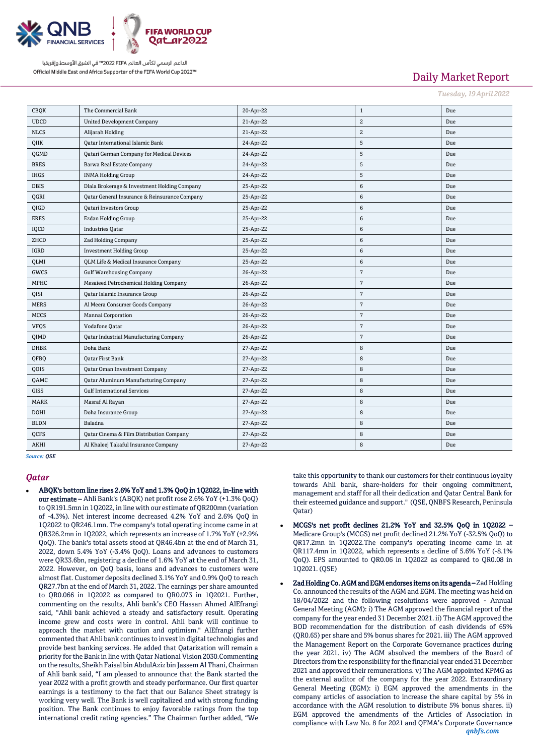| CBQK | The Commercial Bank | 20-Apr-22 | 1 | Due |
|---|---|---|---|---|
| UDCD | United Development Company | 21-Apr-22 | 2 | Due |
| NLCS | Alijarah Holding | 21-Apr-22 | 2 | Due |
| QIIK | Qatar International Islamic Bank | 24-Apr-22 | 5 | Due |
| QGMD | Qatari German Company for Medical Devices | 24-Apr-22 | 5 | Due |
| BRES | Barwa Real Estate Company | 24-Apr-22 | 5 | Due |
| IHGS | INMA Holding Group | 24-Apr-22 | 5 | Due |
| DBIS | Dlala Brokerage & Investment Holding Company | 25-Apr-22 | 6 | Due |
| QGRI | Qatar General Insurance & Reinsurance Company | 25-Apr-22 | 6 | Due |
| QIGD | Qatari Investors Group | 25-Apr-22 | 6 | Due |
| ERES | Ezdan Holding Group | 25-Apr-22 | 6 | Due |
| IQCD | Industries Qatar | 25-Apr-22 | 6 | Due |
| ZHCD | Zad Holding Company | 25-Apr-22 | 6 | Due |
| IGRD | Investment Holding Group | 25-Apr-22 | 6 | Due |
| QLMI | QLM Life & Medical Insurance Company | 25-Apr-22 | 6 | Due |
| GWCS | Gulf Warehousing Company | 26-Apr-22 | 7 | Due |
| MPHC | Mesaieed Petrochemical Holding Company | 26-Apr-22 | 7 | Due |
| QISI | Qatar Islamic Insurance Group | 26-Apr-22 | 7 | Due |
| MERS | Al Meera Consumer Goods Company | 26-Apr-22 | 7 | Due |
| MCCS | Mannai Corporation | 26-Apr-22 | 7 | Due |
| VFQS | Vodafone Qatar | 26-Apr-22 | 7 | Due |
| QIMD | Qatar Industrial Manufacturing Company | 26-Apr-22 | 7 | Due |
| DHBK | Doha Bank | 27-Apr-22 | 8 | Due |
| QFBQ | Qatar First Bank | 27-Apr-22 | 8 | Due |
| QOIS | Qatar Oman Investment Company | 27-Apr-22 | 8 | Due |
| QAMC | Qatar Aluminum Manufacturing Company | 27-Apr-22 | 8 | Due |
| GISS | Gulf International Services | 27-Apr-22 | 8 | Due |
| MARK | Masraf Al Rayan | 27-Apr-22 | 8 | Due |
| DOHI | Doha Insurance Group | 27-Apr-22 | 8 | Due |
| BLDN | Baladna | 27-Apr-22 | 8 | Due |
| QCFS | Qatar Cinema & Film Distribution Company | 27-Apr-22 | 8 | Due |
| AKHI | Al Khaleej Takaful Insurance Company | 27-Apr-22 | 8 | Due |

*Source: QSE*

## Qatar

- **ABQK's bottom line rises 2.6% YoY and 1.3% QoQ in 1Q2022, in-line with our estimate –** Ahli Bank's (ABQK) net profit rose 2.6% YoY (+1.3% QoQ) to QR191.5mn in 1Q2022, in line with our estimate of QR200mn (variation of -4.3%). Net interest income decreased 4.2% YoY and 2.6% QoQ in 1Q2022 to QR246.1mn. The company's total operating income came in at QR326.2mn in 1Q2022, which represents an increase of 1.7% YoY (+2.9% QoQ). The bank's total assets stood at QR46.4bn at the end of March 31, 2022, down 5.4% YoY (-3.4% QoQ). Loans and advances to customers were QR33.6bn, registering a decline of 1.6% YoY at the end of March 31, 2022. However, on QoQ basis, loans and advances to customers were almost flat. Customer deposits declined 3.1% YoY and 0.9% QoQ to reach QR27.7bn at the end of March 31, 2022. The earnings per share amounted to QR0.066 in 1Q2022 as compared to QR0.073 in 1Q2021. Further, commenting on the results, Ahli bank's CEO Hassan Ahmed AlEfrangi said, "Ahli bank achieved a steady and satisfactory result. Operating income grew and costs were in control. Ahli bank will continue to approach the market with caution and optimism." AlEfrangi further commented that Ahli bank continues to invest in digital technologies and provide best banking services. He added that Qatarization will remain a priority for the Bank in line with Qatar National Vision 2030.Commenting on the results, Sheikh Faisal bin AbdulAziz bin Jassem Al Thani, Chairman of Ahli bank said, "I am pleased to announce that the Bank started the year 2022 with a profit growth and steady performance. Our first quarter earnings is a testimony to the fact that our Balance Sheet strategy is working very well. The Bank is well capitalized and with strong funding position. The Bank continues to enjoy favorable ratings from the top international credit rating agencies." The Chairman further added, "We take this opportunity to thank our customers for their continuous loyalty towards Ahli bank, share-holders for their ongoing commitment, management and staff for all their dedication and Qatar Central Bank for their esteemed guidance and support." (QSE, QNBFS Research, Peninsula Qatar)
- **MCGS's net profit declines 21.2% YoY and 32.5% QoQ in 1Q2022 –** Medicare Group's (MCGS) net profit declined 21.2% YoY (-32.5% QoQ) to QR17.2mn in 1Q2022.The company's operating income came in at QR117.4mn in 1Q2022, which represents a decline of 5.6% YoY (-8.1% QoQ). EPS amounted to QR0.06 in 1Q2022 as compared to QR0.08 in 1Q2021. (QSE)
- **Zad Holding Co. AGM and EGM endorses items on its agenda –** Zad Holding Co. announced the results of the AGM and EGM. The meeting was held on 18/04/2022 and the following resolutions were approved - Annual General Meeting (AGM): i) The AGM approved the financial report of the company for the year ended 31 December 2021. ii) The AGM approved the BOD recommendation for the distribution of cash dividends of 65% (QR0.65) per share and 5% bonus shares for 2021. iii) The AGM approved the Management Report on the Corporate Governance practices during the year 2021. iv) The AGM absolved the members of the Board of Directors from the responsibility for the financial year ended 31 December 2021 and approved their remunerations. v) The AGM appointed KPMG as the external auditor of the company for the year 2022. Extraordinary General Meeting (EGM): i) EGM approved the amendments in the company articles of association to increase the share capital by 5% in accordance with the AGM resolution to distribute 5% bonus shares. ii) EGM approved the amendments of the Articles of Association in compliance with Law No. 8 for 2021 and QFMA's Corporate Governance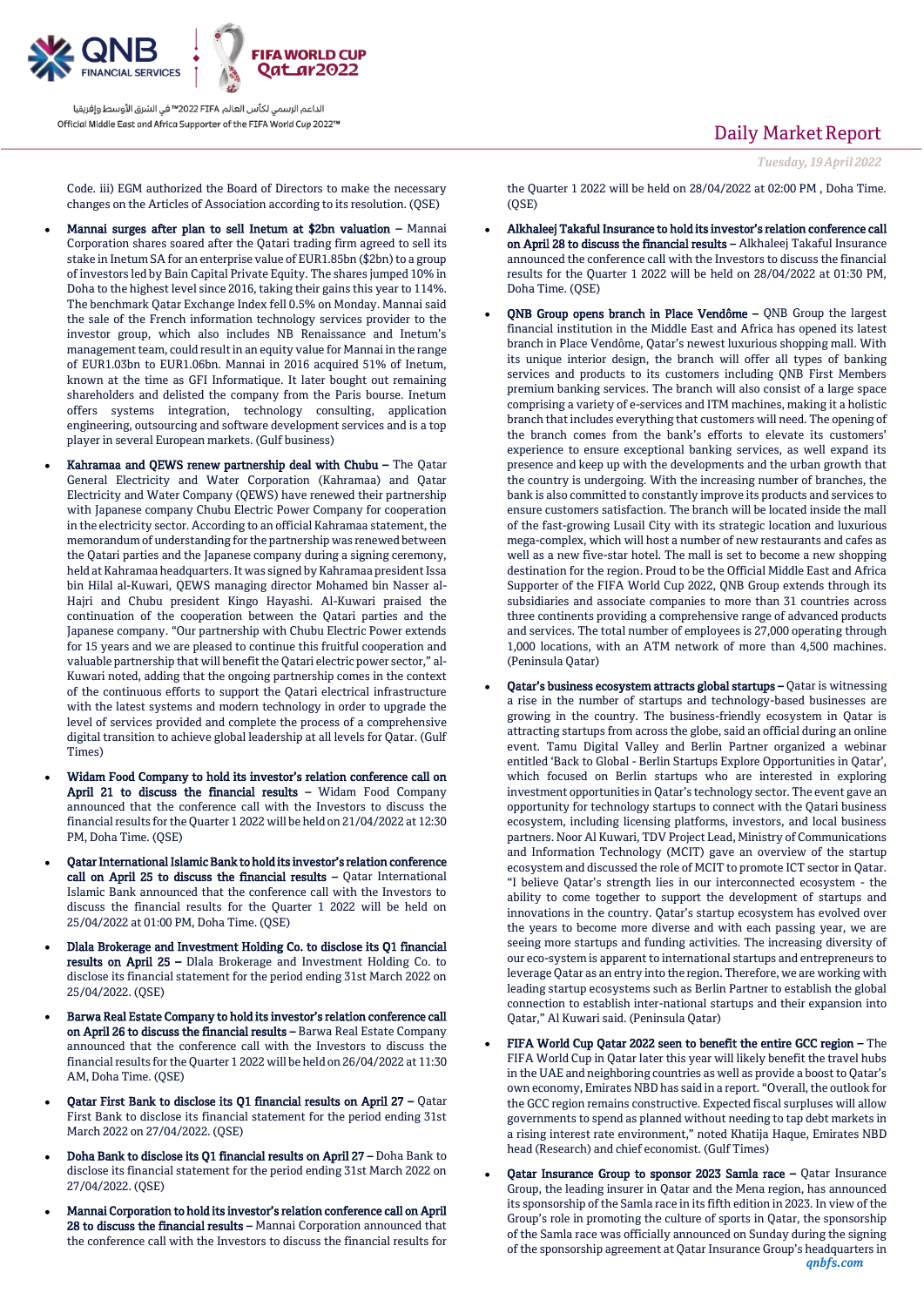Code. iii) EGM authorized the Board of Directors to make the necessary changes on the Articles of Association according to its resolution. (QSE)

- **Mannai surges after plan to sell Inetum at $2bn valuation –** Mannai Corporation shares soared after the Qatari trading firm agreed to sell its stake in Inetum SA for an enterprise value of EUR1.85bn ($2bn) to a group of investors led by Bain Capital Private Equity. The shares jumped 10% in Doha to the highest level since 2016, taking their gains this year to 114%. The benchmark Qatar Exchange Index fell 0.5% on Monday. Mannai said the sale of the French information technology services provider to the investor group, which also includes NB Renaissance and Inetum's management team, could result in an equity value for Mannai in the range of EUR1.03bn to EUR1.06bn. Mannai in 2016 acquired 51% of Inetum, known at the time as GFI Informatique. It later bought out remaining shareholders and delisted the company from the Paris bourse. Inetum offers systems integration, technology consulting, application engineering, outsourcing and software development services and is a top player in several European markets. (Gulf business)
- **Kahramaa and QEWS renew partnership deal with Chubu –** The Qatar General Electricity and Water Corporation (Kahramaa) and Qatar Electricity and Water Company (QEWS) have renewed their partnership with Japanese company Chubu Electric Power Company for cooperation in the electricity sector. According to an official Kahramaa statement, the memorandum of understanding for the partnership was renewed between the Qatari parties and the Japanese company during a signing ceremony, held at Kahramaa headquarters. It was signed by Kahramaa president Issa bin Hilal al-Kuwari, QEWS managing director Mohamed bin Nasser al-Hajri and Chubu president Kingo Hayashi. Al-Kuwari praised the continuation of the cooperation between the Qatari parties and the Japanese company. "Our partnership with Chubu Electric Power extends for 15 years and we are pleased to continue this fruitful cooperation and valuable partnership that will benefit the Qatari electric power sector," al-Kuwari noted, adding that the ongoing partnership comes in the context of the continuous efforts to support the Qatari electrical infrastructure with the latest systems and modern technology in order to upgrade the level of services provided and complete the process of a comprehensive digital transition to achieve global leadership at all levels for Qatar. (Gulf Times)
- **Widam Food Company to hold its investor's relation conference call on April 21 to discuss the financial results –** Widam Food Company announced that the conference call with the Investors to discuss the financial results for the Quarter 1 2022 will be held on 21/04/2022 at 12:30 PM, Doha Time. (QSE)
- **Qatar International Islamic Bank to hold its investor's relation conference call on April 25 to discuss the financial results –** Qatar International Islamic Bank announced that the conference call with the Investors to discuss the financial results for the Quarter 1 2022 will be held on 25/04/2022 at 01:00 PM, Doha Time. (QSE)
- **Dlala Brokerage and Investment Holding Co. to disclose its Q1 financial results on April 25 –** Dlala Brokerage and Investment Holding Co. to disclose its financial statement for the period ending 31st March 2022 on 25/04/2022. (QSE)
- **Barwa Real Estate Company to hold its investor's relation conference call on April 26 to discuss the financial results –** Barwa Real Estate Company announced that the conference call with the Investors to discuss the financial results for the Quarter 1 2022 will be held on 26/04/2022 at 11:30 AM, Doha Time. (QSE)
- **Qatar First Bank to disclose its Q1 financial results on April 27 –** Qatar First Bank to disclose its financial statement for the period ending 31st March 2022 on 27/04/2022. (QSE)
- **Doha Bank to disclose its Q1 financial results on April 27 –** Doha Bank to disclose its financial statement for the period ending 31st March 2022 on 27/04/2022. (QSE)
- **Mannai Corporation to hold its investor's relation conference call on April 28 to discuss the financial results –** Mannai Corporation announced that the conference call with the Investors to discuss the financial results for the Quarter 1 2022 will be held on 28/04/2022 at 02:00 PM , Doha Time. (QSE)
- **Alkhaleej Takaful Insurance to hold its investor's relation conference call on April 28 to discuss the financial results –** Alkhaleej Takaful Insurance announced the conference call with the Investors to discuss the financial results for the Quarter 1 2022 will be held on 28/04/2022 at 01:30 PM, Doha Time. (QSE)
- **QNB Group opens branch in Place Vendôme –** QNB Group the largest financial institution in the Middle East and Africa has opened its latest branch in Place Vendôme, Qatar's newest luxurious shopping mall. With its unique interior design, the branch will offer all types of banking services and products to its customers including QNB First Members premium banking services. The branch will also consist of a large space comprising a variety of e-services and ITM machines, making it a holistic branch that includes everything that customers will need. The opening of the branch comes from the bank's efforts to elevate its customers' experience to ensure exceptional banking services, as well expand its presence and keep up with the developments and the urban growth that the country is undergoing. With the increasing number of branches, the bank is also committed to constantly improve its products and services to ensure customers satisfaction. The branch will be located inside the mall of the fast-growing Lusail City with its strategic location and luxurious mega-complex, which will host a number of new restaurants and cafes as well as a new five-star hotel. The mall is set to become a new shopping destination for the region. Proud to be the Official Middle East and Africa Supporter of the FIFA World Cup 2022, QNB Group extends through its subsidiaries and associate companies to more than 31 countries across three continents providing a comprehensive range of advanced products and services. The total number of employees is 27,000 operating through 1,000 locations, with an ATM network of more than 4,500 machines. (Peninsula Qatar)
- **Qatar's business ecosystem attracts global startups –** Qatar is witnessing a rise in the number of startups and technology-based businesses are growing in the country. The business-friendly ecosystem in Qatar is attracting startups from across the globe, said an official during an online event. Tamu Digital Valley and Berlin Partner organized a webinar entitled 'Back to Global - Berlin Startups Explore Opportunities in Qatar', which focused on Berlin startups who are interested in exploring investment opportunities in Qatar's technology sector. The event gave an opportunity for technology startups to connect with the Qatari business ecosystem, including licensing platforms, investors, and local business partners. Noor Al Kuwari, TDV Project Lead, Ministry of Communications and Information Technology (MCIT) gave an overview of the startup ecosystem and discussed the role of MCIT to promote ICT sector in Qatar. "I believe Qatar's strength lies in our interconnected ecosystem - the ability to come together to support the development of startups and innovations in the country. Qatar's startup ecosystem has evolved over the years to become more diverse and with each passing year, we are seeing more startups and funding activities. The increasing diversity of our eco-system is apparent to international startups and entrepreneurs to leverage Qatar as an entry into the region. Therefore, we are working with leading startup ecosystems such as Berlin Partner to establish the global connection to establish inter-national startups and their expansion into Qatar," Al Kuwari said. (Peninsula Qatar)
- **FIFA World Cup Qatar 2022 seen to benefit the entire GCC region –** The FIFA World Cup in Qatar later this year will likely benefit the travel hubs in the UAE and neighboring countries as well as provide a boost to Qatar's own economy, Emirates NBD has said in a report. "Overall, the outlook for the GCC region remains constructive. Expected fiscal surpluses will allow governments to spend as planned without needing to tap debt markets in a rising interest rate environment," noted Khatija Haque, Emirates NBD head (Research) and chief economist. (Gulf Times)
- **Qatar Insurance Group to sponsor 2023 Samla race –** Qatar Insurance Group, the leading insurer in Qatar and the Mena region, has announced its sponsorship of the Samla race in its fifth edition in 2023. In view of the Group's role in promoting the culture of sports in Qatar, the sponsorship of the Samla race was officially announced on Sunday during the signing of the sponsorship agreement at Qatar Insurance Group's headquarters in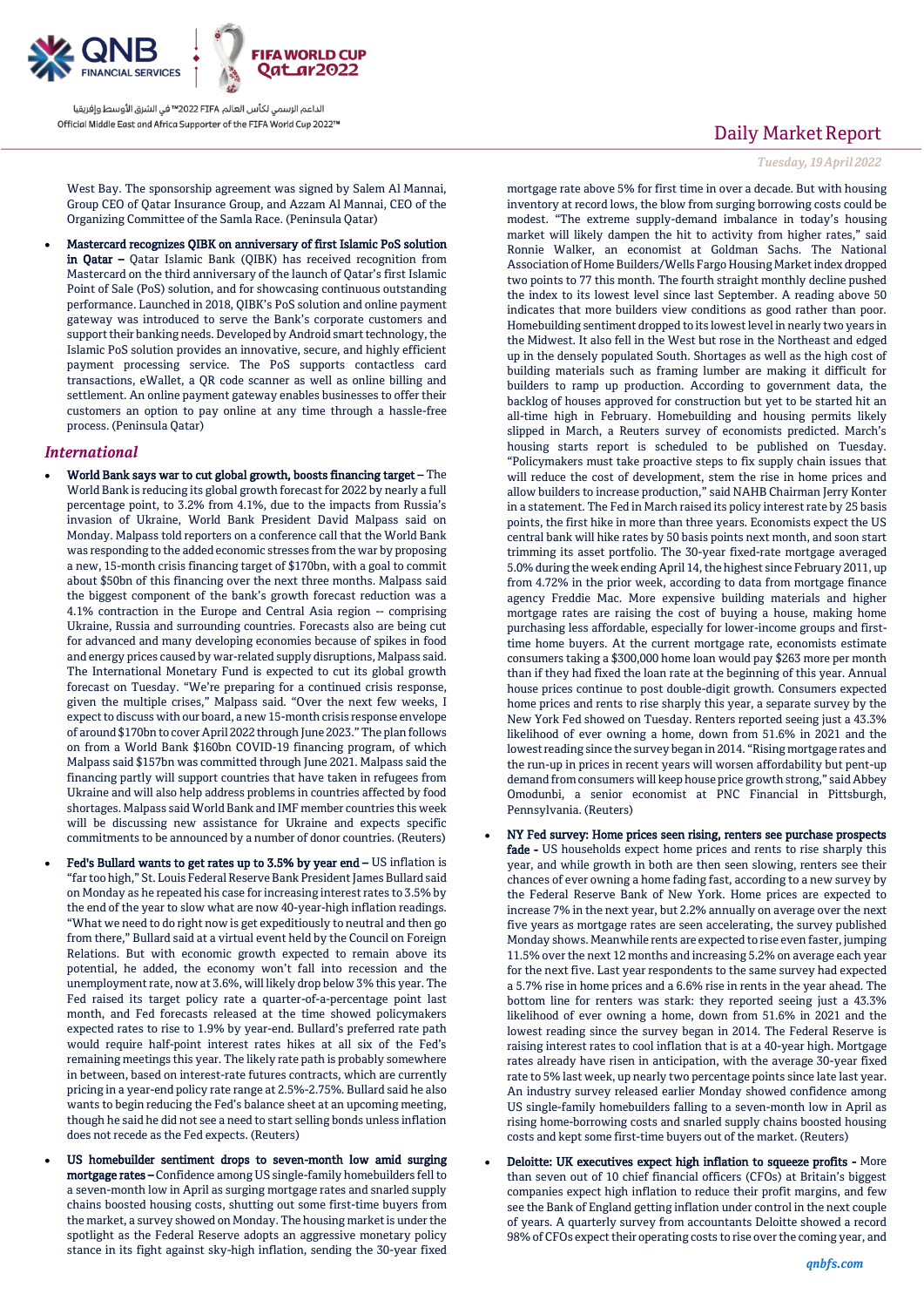West Bay. The sponsorship agreement was signed by Salem Al Mannai, Group CEO of Qatar Insurance Group, and Azzam Al Mannai, CEO of the Organizing Committee of the Samla Race. (Peninsula Qatar)

- **Mastercard recognizes QIBK on anniversary of first Islamic PoS solution in Qatar –** Qatar Islamic Bank (QIBK) has received recognition from Mastercard on the third anniversary of the launch of Qatar's first Islamic Point of Sale (PoS) solution, and for showcasing continuous outstanding performance. Launched in 2018, QIBK's PoS solution and online payment gateway was introduced to serve the Bank's corporate customers and support their banking needs. Developed by Android smart technology, the Islamic PoS solution provides an innovative, secure, and highly efficient payment processing service. The PoS supports contactless card transactions, eWallet, a QR code scanner as well as online billing and settlement. An online payment gateway enables businesses to offer their customers an option to pay online at any time through a hassle-free process. (Peninsula Qatar)

## *International*

- **World Bank says war to cut global growth, boosts financing target –** The World Bank is reducing its global growth forecast for 2022 by nearly a full percentage point, to 3.2% from 4.1%, due to the impacts from Russia's invasion of Ukraine, World Bank President David Malpass said on Monday. Malpass told reporters on a conference call that the World Bank was responding to the added economic stresses from the war by proposing a new, 15-month crisis financing target of \$170bn, with a goal to commit about \$50bn of this financing over the next three months. Malpass said the biggest component of the bank's growth forecast reduction was a 4.1% contraction in the Europe and Central Asia region -- comprising Ukraine, Russia and surrounding countries. Forecasts also are being cut for advanced and many developing economies because of spikes in food and energy prices caused by war-related supply disruptions, Malpass said. The International Monetary Fund is expected to cut its global growth forecast on Tuesday. "We're preparing for a continued crisis response, given the multiple crises," Malpass said. "Over the next few weeks, I expect to discuss with our board, a new 15-month crisis response envelope of around \$170bn to cover April 2022 through June 2023." The plan follows on from a World Bank \$160bn COVID-19 financing program, of which Malpass said \$157bn was committed through June 2021. Malpass said the financing partly will support countries that have taken in refugees from Ukraine and will also help address problems in countries affected by food shortages. Malpass said World Bank and IMF member countries this week will be discussing new assistance for Ukraine and expects specific commitments to be announced by a number of donor countries. (Reuters)

- **Fed's Bullard wants to get rates up to 3.5% by year end –** US inflation is "far too high," St. Louis Federal Reserve Bank President James Bullard said on Monday as he repeated his case for increasing interest rates to 3.5% by the end of the year to slow what are now 40-year-high inflation readings. "What we need to do right now is get expeditiously to neutral and then go from there," Bullard said at a virtual event held by the Council on Foreign Relations. But with economic growth expected to remain above its potential, he added, the economy won't fall into recession and the unemployment rate, now at 3.6%, will likely drop below 3% this year. The Fed raised its target policy rate a quarter-of-a-percentage point last month, and Fed forecasts released at the time showed policymakers expected rates to rise to 1.9% by year-end. Bullard's preferred rate path would require half-point interest rates hikes at all six of the Fed's remaining meetings this year. The likely rate path is probably somewhere in between, based on interest-rate futures contracts, which are currently pricing in a year-end policy rate range at 2.5%-2.75%. Bullard said he also wants to begin reducing the Fed's balance sheet at an upcoming meeting, though he said he did not see a need to start selling bonds unless inflation does not recede as the Fed expects. (Reuters)

- **US homebuilder sentiment drops to seven-month low amid surging mortgage rates –** Confidence among US single-family homebuilders fell to a seven-month low in April as surging mortgage rates and snarled supply chains boosted housing costs, shutting out some first-time buyers from the market, a survey showed on Monday. The housing market is under the spotlight as the Federal Reserve adopts an aggressive monetary policy stance in its fight against sky-high inflation, sending the 30-year fixed mortgage rate above 5% for first time in over a decade. But with housing inventory at record lows, the blow from surging borrowing costs could be modest. "The extreme supply-demand imbalance in today's housing market will likely dampen the hit to activity from higher rates," said Ronnie Walker, an economist at Goldman Sachs. The National Association of Home Builders/Wells Fargo Housing Market index dropped two points to 77 this month. The fourth straight monthly decline pushed the index to its lowest level since last September. A reading above 50 indicates that more builders view conditions as good rather than poor. Homebuilding sentiment dropped to its lowest level in nearly two years in the Midwest. It also fell in the West but rose in the Northeast and edged up in the densely populated South. Shortages as well as the high cost of building materials such as framing lumber are making it difficult for builders to ramp up production. According to government data, the backlog of houses approved for construction but yet to be started hit an all-time high in February. Homebuilding and housing permits likely slipped in March, a Reuters survey of economists predicted. March's housing starts report is scheduled to be published on Tuesday. "Policymakers must take proactive steps to fix supply chain issues that will reduce the cost of development, stem the rise in home prices and allow builders to increase production," said NAHB Chairman Jerry Konter in a statement. The Fed in March raised its policy interest rate by 25 basis points, the first hike in more than three years. Economists expect the US central bank will hike rates by 50 basis points next month, and soon start trimming its asset portfolio. The 30-year fixed-rate mortgage averaged 5.0% during the week ending April 14, the highest since February 2011, up from 4.72% in the prior week, according to data from mortgage finance agency Freddie Mac. More expensive building materials and higher mortgage rates are raising the cost of buying a house, making home purchasing less affordable, especially for lower-income groups and first-time home buyers. At the current mortgage rate, economists estimate consumers taking a \$300,000 home loan would pay \$263 more per month than if they had fixed the loan rate at the beginning of this year. Annual house prices continue to post double-digit growth. Consumers expected home prices and rents to rise sharply this year, a separate survey by the New York Fed showed on Tuesday. Renters reported seeing just a 43.3% likelihood of ever owning a home, down from 51.6% in 2021 and the lowest reading since the survey began in 2014. "Rising mortgage rates and the run-up in prices in recent years will worsen affordability but pent-up demand from consumers will keep house price growth strong," said Abbey Omodunbi, a senior economist at PNC Financial in Pittsburgh, Pennsylvania. (Reuters)

- **NY Fed survey: Home prices seen rising, renters see purchase prospects fade -** US households expect home prices and rents to rise sharply this year, and while growth in both are then seen slowing, renters see their chances of ever owning a home fading fast, according to a new survey by the Federal Reserve Bank of New York. Home prices are expected to increase 7% in the next year, but 2.2% annually on average over the next five years as mortgage rates are seen accelerating, the survey published Monday shows. Meanwhile rents are expected to rise even faster, jumping 11.5% over the next 12 months and increasing 5.2% on average each year for the next five. Last year respondents to the same survey had expected a 5.7% rise in home prices and a 6.6% rise in rents in the year ahead. The bottom line for renters was stark: they reported seeing just a 43.3% likelihood of ever owning a home, down from 51.6% in 2021 and the lowest reading since the survey began in 2014. The Federal Reserve is raising interest rates to cool inflation that is at a 40-year high. Mortgage rates already have risen in anticipation, with the average 30-year fixed rate to 5% last week, up nearly two percentage points since late last year. An industry survey released earlier Monday showed confidence among US single-family homebuilders falling to a seven-month low in April as rising home-borrowing costs and snarled supply chains boosted housing costs and kept some first-time buyers out of the market. (Reuters)

- **Deloitte: UK executives expect high inflation to squeeze profits -** More than seven out of 10 chief financial officers (CFOs) at Britain's biggest companies expect high inflation to reduce their profit margins, and few see the Bank of England getting inflation under control in the next couple of years. A quarterly survey from accountants Deloitte showed a record 98% of CFOs expect their operating costs to rise over the coming year, and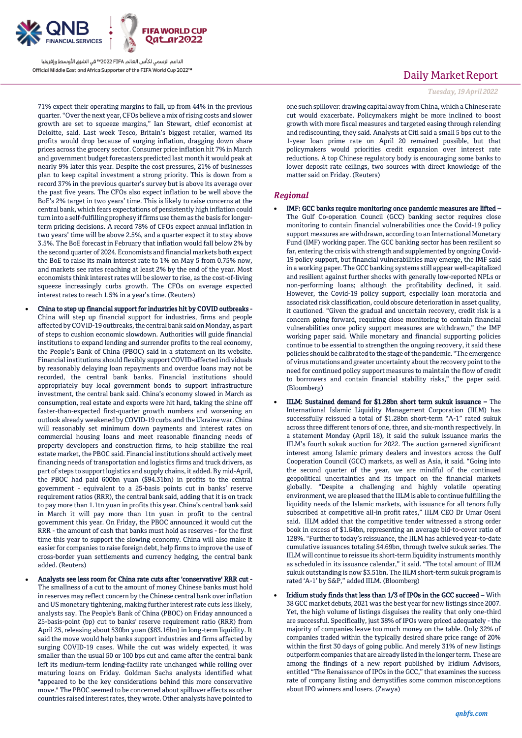71% expect their operating margins to fall, up from 44% in the previous quarter. "Over the next year, CFOs believe a mix of rising costs and slower growth are set to squeeze margins," Ian Stewart, chief economist at Deloitte, said. Last week Tesco, Britain's biggest retailer, warned its profits would drop because of surging inflation, dragging down share prices across the grocery sector. Consumer price inflation hit 7% in March and government budget forecasters predicted last month it would peak at nearly 9% later this year. Despite the cost pressures, 21% of businesses plan to keep capital investment a strong priority. This is down from a record 37% in the previous quarter's survey but is above its average over the past five years. The CFOs also expect inflation to be well above the BoE's 2% target in two years' time. This is likely to raise concerns at the central bank, which fears expectations of persistently high inflation could turn into a self-fulfilling prophesy if firms use them as the basis for longer-term pricing decisions. A record 78% of CFOs expect annual inflation in two years' time will be above 2.5%, and a quarter expect it to stay above 3.5%. The BoE forecast in February that inflation would fall below 2% by the second quarter of 2024. Economists and financial markets both expect the BoE to raise its main interest rate to 1% on May 5 from 0.75% now, and markets see rates reaching at least 2% by the end of the year. Most economists think interest rates will be slower to rise, as the cost-of-living squeeze increasingly curbs growth. The CFOs on average expected interest rates to reach 1.5% in a year's time. (Reuters)

- **China to step up financial support for industries hit by COVID outbreaks -** China will step up financial support for industries, firms and people affected by COVID-19 outbreaks, the central bank said on Monday, as part of steps to cushion economic slowdown. Authorities will guide financial institutions to expand lending and surrender profits to the real economy, the People's Bank of China (PBOC) said in a statement on its website. Financial institutions should flexibly support COVID-affected individuals by reasonably delaying loan repayments and overdue loans may not be recorded, the central bank banks. Financial institutions should appropriately buy local government bonds to support infrastructure investment, the central bank said. China's economy slowed in March as consumption, real estate and exports were hit hard, taking the shine off faster-than-expected first-quarter growth numbers and worsening an outlook already weakened by COVID-19 curbs and the Ukraine war. China will reasonably set minimum down payments and interest rates on commercial housing loans and meet reasonable financing needs of property developers and construction firms, to help stabilize the real estate market, the PBOC said. Financial institutions should actively meet financing needs of transportation and logistics firms and truck drivers, as part of steps to support logistics and supply chains, it said. By mid-April, the PBOC had paid 600bn yuan ($94.31bn) in profits to the central government - equivalent to a 25-basis points cut in banks' reserve requirement ratios (RRR), the central bank said, adding that it is on track to pay more than 1.1tn yuan in profits this year. China's central bank said in March it will pay more than 1tn yuan in profit to the central government this year. On Friday, the PBOC announced it would cut the RRR - the amount of cash that banks must hold as reserves - for the first time this year to support the slowing economy. China will also make it easier for companies to raise foreign debt, help firms to improve the use of cross-border yuan settlements and currency hedging, the central bank added. (Reuters)

- **Analysts see less room for China rate cuts after 'conservative' RRR cut -** The smallness of a cut to the amount of money Chinese banks must hold in reserves may reflect concern by the Chinese central bank over inflation and US monetary tightening, making further interest rate cuts less likely, analysts say. The People's Bank of China (PBOC) on Friday announced a 25-basis-point (bp) cut to banks' reserve requirement ratio (RRR) from April 25, releasing about 530bn yuan ($83.16bn) in long-term liquidity. It said the move would help banks support industries and firms affected by surging COVID-19 cases. While the cut was widely expected, it was smaller than the usual 50 or 100 bps cut and came after the central bank left its medium-term lending-facility rate unchanged while rolling over maturing loans on Friday. Goldman Sachs analysts identified what "appeared to be the key considerations behind this more conservative move." The PBOC seemed to be concerned about spillover effects as other countries raised interest rates, they wrote. Other analysts have pointed to one such spillover: drawing capital away from China, which a Chinese rate cut would exacerbate. Policymakers might be more inclined to boost growth with more fiscal measures and targeted easing through relending and rediscounting, they said. Analysts at Citi said a small 5 bps cut to the 1-year loan prime rate on April 20 remained possible, but that policymakers would priorities credit expansion over interest rate reductions. A top Chinese regulatory body is encouraging some banks to lower deposit rate ceilings, two sources with direct knowledge of the matter said on Friday. (Reuters)

## *Regional*

- **IMF: GCC banks require monitoring once pandemic measures are lifted –** The Gulf Co-operation Council (GCC) banking sector requires close monitoring to contain financial vulnerabilities once the Covid-19 policy support measures are withdrawn, according to an International Monetary Fund (IMF) working paper. The GCC banking sector has been resilient so far, entering the crisis with strength and supplemented by ongoing Covid-19 policy support, but financial vulnerabilities may emerge, the IMF said in a working paper. The GCC banking systems still appear well-capitalized and resilient against further shocks with generally low-reported NPLs or non-performing loans; although the profitability declined, it said. However, the Covid-19 policy support, especially loan moratoria and associated risk classification, could obscure deterioration in asset quality, it cautioned. "Given the gradual and uncertain recovery, credit risk is a concern going forward, requiring close monitoring to contain financial vulnerabilities once policy support measures are withdrawn," the IMF working paper said. While monetary and financial supporting policies continue to be essential to strengthen the ongoing recovery, it said these policies should be calibrated to the stage of the pandemic. "The emergence of virus mutations and greater uncertainty about the recovery point to the need for continued policy support measures to maintain the flow of credit to borrowers and contain financial stability risks," the paper said. (Bloomberg)

- **IILM: Sustained demand for $1.28bn short term sukuk issuance –** The International Islamic Liquidity Management Corporation (IILM) has successfully reissued a total of $1.28bn short-term "A-1" rated sukuk across three different tenors of one, three, and six-month respectively. In a statement Monday (April 18), it said the sukuk issuance marks the IILM's fourth sukuk auction for 2022. The auction garnered significant interest among Islamic primary dealers and investors across the Gulf Cooperation Council (GCC) markets, as well as Asia, it said. "Going into the second quarter of the year, we are mindful of the continued geopolitical uncertainties and its impact on the financial markets globally. "Despite a challenging and highly volatile operating environment, we are pleased that the IILM is able to continue fulfilling the liquidity needs of the Islamic markets, with issuance for all tenors fully subscribed at competitive all-in profit rates," IILM CEO Dr Umar Oseni said. IILM added that the competitive tender witnessed a strong order book in excess of $1.64bn, representing an average bid-to-cover ratio of 128%. "Further to today's reissuance, the IILM has achieved year-to-date cumulative issuances totaling $4.69bn, through twelve sukuk series. The IILM will continue to reissue its short-term liquidity instruments monthly as scheduled in its issuance calendar," it said. "The total amount of IILM sukuk outstanding is now $3.51bn. The IILM short-term sukuk program is rated 'A-1' by S&P," added IILM. (Bloomberg)

- **Iridium study finds that less than 1/3 of IPOs in the GCC succeed –** With 38 GCC market debuts, 2021 was the best year for new listings since 2007. Yet, the high volume of listings disguises the reality that only one-third are successful. Specifically, just 38% of IPOs were priced adequately - the majority of companies leave too much money on the table. Only 32% of companies traded within the typically desired share price range of 20% within the first 30 days of going public. And merely 31% of new listings outperform companies that are already listed in the longer term. These are among the findings of a new report published by Iridium Advisors, entitled "The Renaissance of IPOs in the GCC," that examines the success rate of company listing and demystifies some common misconceptions about IPO winners and losers. (Zawya)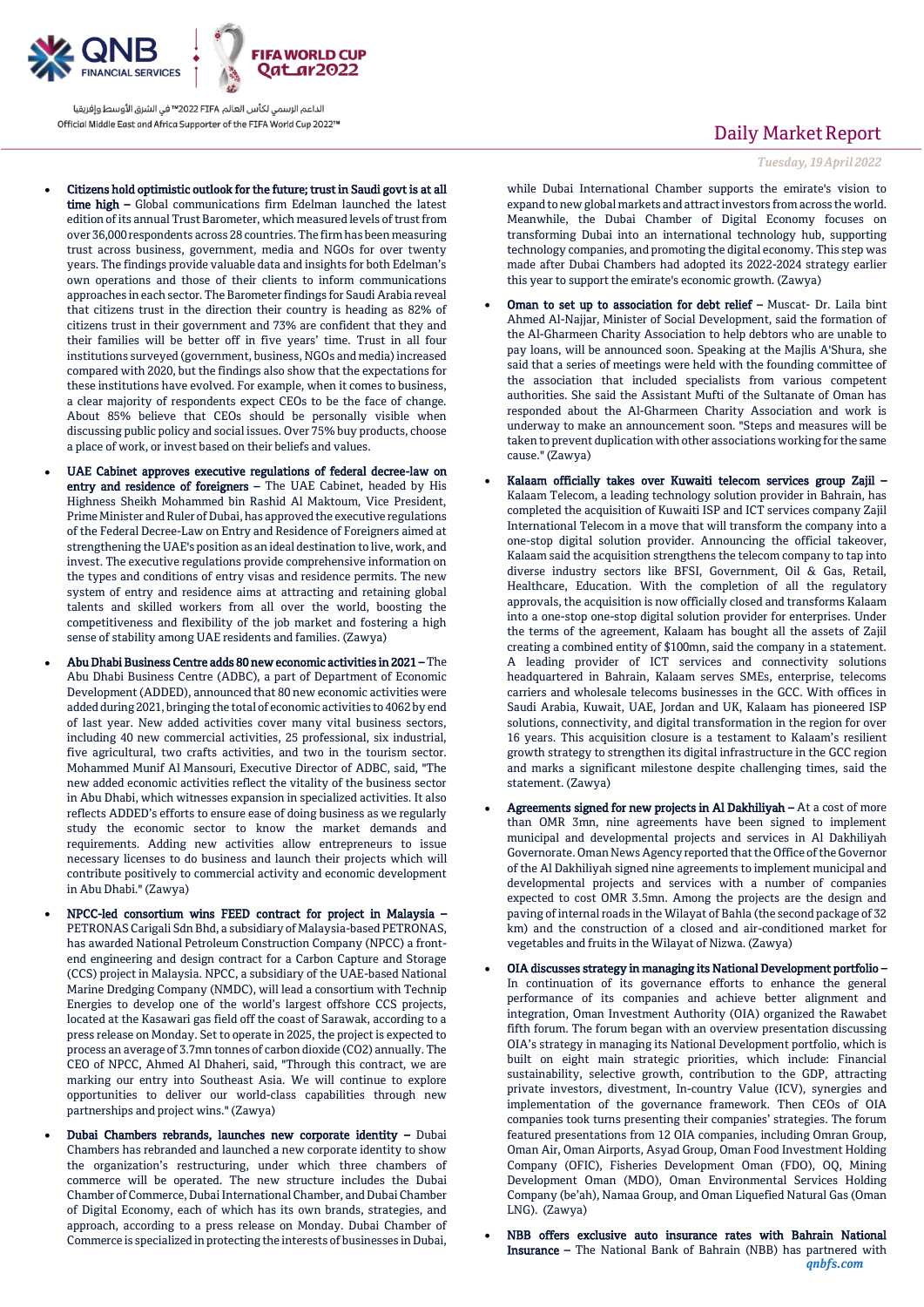- **Citizens hold optimistic outlook for the future; trust in Saudi govt is at all time high –** Global communications firm Edelman launched the latest edition of its annual Trust Barometer, which measured levels of trust from over 36,000 respondents across 28 countries. The firm has been measuring trust across business, government, media and NGOs for over twenty years. The findings provide valuable data and insights for both Edelman's own operations and those of their clients to inform communications approaches in each sector. The Barometer findings for Saudi Arabia reveal that citizens trust in the direction their country is heading as 82% of citizens trust in their government and 73% are confident that they and their families will be better off in five years' time. Trust in all four institutions surveyed (government, business, NGOs and media) increased compared with 2020, but the findings also show that the expectations for these institutions have evolved. For example, when it comes to business, a clear majority of respondents expect CEOs to be the face of change. About 85% believe that CEOs should be personally visible when discussing public policy and social issues. Over 75% buy products, choose a place of work, or invest based on their beliefs and values.

- **UAE Cabinet approves executive regulations of federal decree-law on entry and residence of foreigners –** The UAE Cabinet, headed by His Highness Sheikh Mohammed bin Rashid Al Maktoum, Vice President, Prime Minister and Ruler of Dubai, has approved the executive regulations of the Federal Decree-Law on Entry and Residence of Foreigners aimed at strengthening the UAE's position as an ideal destination to live, work, and invest. The executive regulations provide comprehensive information on the types and conditions of entry visas and residence permits. The new system of entry and residency aims at attracting and retaining global talents and skilled workers from all over the world, boosting the competitiveness and flexibility of the job market and fostering a high sense of stability among UAE residents and families. (Zawya)

- **Abu Dhabi Business Centre adds 80 new economic activities in 2021 –** The Abu Dhabi Business Centre (ADBC), a part of Department of Economic Development (ADDED), announced that 80 new economic activities were added during 2021, bringing the total of economic activities to 4062 by end of last year. New added activities cover many vital business sectors, including 40 new commercial activities, 25 professional, six industrial, five agricultural, two crafts activities, and two in the tourism sector. Mohammed Munif Al Mansouri, Executive Director of ADBC, said, "The new added economic activities reflect the vitality of the business sector in Abu Dhabi, which witnesses expansion in specialized activities. It also reflects ADDED's efforts to ensure ease of doing business as we regularly study the economic sector to know the market demands and requirements. Adding new activities allow entrepreneurs to issue necessary licenses to do business and launch their projects which will contribute positively to commercial activity and economic development in Abu Dhabi." (Zawya)

- **NPCC-led consortium wins FEED contract for project in Malaysia –** PETRONAS Carigali Sdn Bhd, a subsidiary of Malaysia-based PETRONAS, has awarded National Petroleum Construction Company (NPCC) a front-end engineering and design contract for a Carbon Capture and Storage (CCS) project in Malaysia. NPCC, a subsidiary of the UAE-based National Marine Dredging Company (NMDC), will lead a consortium with Technip Energies to develop one of the world's largest offshore CCS projects, located at the Kasawari gas field off the coast of Sarawak, according to a press release on Monday. Set to operate in 2025, the project is expected to process an average of 3.7mn tonnes of carbon dioxide ($CO_2$) annually. The CEO of NPCC, Ahmed Al Dhaheri, said, "Through this contract, we are marking our entry into Southeast Asia. We will continue to explore opportunities to deliver our world-class capabilities through new partnerships and project wins." (Zawya)

- **Dubai Chambers rebrands, launches new corporate identity –** Dubai Chambers has rebranded and launched a new corporate identity to show the organization's restructuring, under which three chambers of commerce will be operated. The new structure includes the Dubai Chamber of Commerce, Dubai International Chamber, and Dubai Chamber of Digital Economy, each of which has its own brands, strategies, and approach, according to a press release on Monday. Dubai Chamber of Commerce is specialized in protecting the interests of businesses in Dubai, while Dubai International Chamber supports the emirate's vision to expand to new global markets and attract investors from across the world. Meanwhile, the Dubai Chamber of Digital Economy focuses on transforming Dubai into an international technology hub, supporting technology companies, and promoting the digital economy. This step was made after Dubai Chambers had adopted its 2022-2024 strategy earlier this year to support the emirate's economic growth. (Zawya)

- **Oman to set up to association for debt relief –** Muscat- Dr. Laila bint Ahmed Al-Najjar, Minister of Social Development, said the formation of the Al-Gharmeen Charity Association to help debtors who are unable to pay loans, will be announced soon. Speaking at the Majlis A'Shura, she said that a series of meetings were held with the founding committee of the association that included specialists from various competent authorities. She said the Assistant Mufti of the Sultanate of Oman has responded about the Al-Gharmeen Charity Association and work is underway to make an announcement soon. "Steps and measures will be taken to prevent duplication with other associations working for the same cause." (Zawya)

- **Kalaam officially takes over Kuwaiti telecom services group Zajil –** Kalaam Telecom, a leading technology solution provider in Bahrain, has completed the acquisition of Kuwaiti ISP and ICT services company Zajil International Telecom in a move that will transform the company into a one-stop digital solution provider. Announcing the official takeover, Kalaam said the acquisition strengthens the telecom company to tap into diverse industry sectors like BFSI, Government, Oil & Gas, Retail, Healthcare, Education. With the completion of all the regulatory approvals, the acquisition is now officially closed and transforms Kalaam into a one-stop one-stop digital solution provider for enterprises. Under the terms of the agreement, Kalaam has bought all the assets of Zajil creating a combined entity of $100mn, said the company in a statement. A leading provider of ICT services and connectivity solutions headquartered in Bahrain, Kalaam serves SMEs, enterprise, telecoms carriers and wholesale telecoms businesses in the GCC. With offices in Saudi Arabia, Kuwait, UAE, Jordan and UK, Kalaam has pioneered ISP solutions, connectivity, and digital transformation in the region for over 16 years. This acquisition closure is a testament to Kalaam's resilient growth strategy to strengthen its digital infrastructure in the GCC region and marks a significant milestone despite challenging times, said the statement. (Zawya)

- **Agreements signed for new projects in Al Dakhiliyah –** At a cost of more than OMR 3mn, nine agreements have been signed to implement municipal and developmental projects and services in Al Dakhiliyah Governorate. Oman News Agency reported that the Office of the Governor of the Al Dakhiliyah signed nine agreements to implement municipal and developmental projects and services with a number of companies expected to cost OMR 3.5mn. Among the projects are the design and paving of internal roads in the Wilayat of Bahla (the second package of 32 km) and the construction of a closed and air-conditioned market for vegetables and fruits in the Wilayat of Nizwa. (Zawya)

- **OIA discusses strategy in managing its National Development portfolio –** In continuation of its governance efforts to enhance the general performance of its companies and achieve better alignment and integration, Oman Investment Authority (OIA) organized the Rawabet fifth forum. The forum began with an overview presentation discussing OIA's strategy in managing its National Development portfolio, which is built on eight main strategic priorities, which include: Financial sustainability, selective growth, contribution to the GDP, attracting private investors, divestment, In-country Value (ICV), synergies and implementation of the governance framework. Then CEOs of OIA companies took turns presenting their companies' strategies. The forum featured presentations from 12 OIA companies, including Omran Group, Oman Air, Oman Airports, Asyad Group, Oman Food Investment Holding Company (OFIC), Fisheries Development Oman (FDO), OQ, Mining Development Oman (MDO), Oman Environmental Services Holding Company (be'ah), Namaa Group, and Oman Liquefied Natural Gas (Oman LNG). (Zawya)

- **NBB offers exclusive auto insurance rates with Bahrain National Insurance –** The National Bank of Bahrain (NBB) has partnered with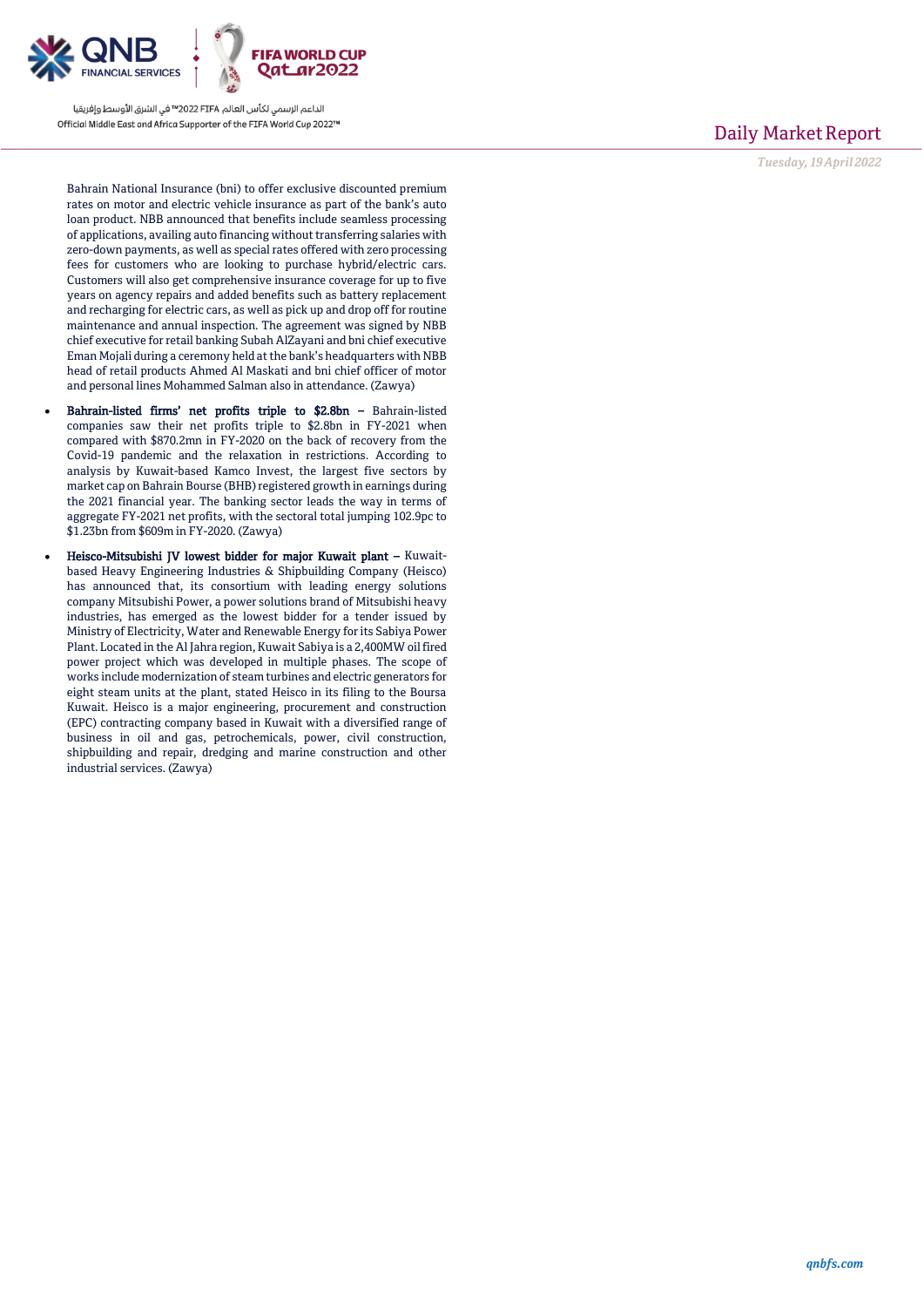Bahrain National Insurance (bni) to offer exclusive discounted premium rates on motor and electric vehicle insurance as part of the bank's auto loan product. NBB announced that benefits include seamless processing of applications, availing auto financing without transferring salaries with zero-down payments, as well as special rates offered with zero processing fees for customers who are looking to purchase hybrid/electric cars. Customers will also get comprehensive insurance coverage for up to five years on agency repairs and added benefits such as battery replacement and recharging for electric cars, as well as pick up and drop off for routine maintenance and annual inspection. The agreement was signed by NBB chief executive for retail banking Subah AlZayani and bni chief executive Eman Mojali during a ceremony held at the bank's headquarters with NBB head of retail products Ahmed Al Maskati and bni chief officer of motor and personal lines Mohammed Salman also in attendance. (Zawya)

- **Bahrain-listed firms' net profits triple to $2.8bn –** Bahrain-listed companies saw their net profits triple to $2.8bn in FY-2021 when compared with $870.2mn in FY-2020 on the back of recovery from the Covid-19 pandemic and the relaxation in restrictions. According to analysis by Kuwait-based Kamco Invest, the largest five sectors by market cap on Bahrain Bourse (BHB) registered growth in earnings during the 2021 financial year. The banking sector leads the way in terms of aggregate FY-2021 net profits, with the sectoral total jumping 102.9pc to $1.23bn from $609m in FY-2020. (Zawya)
- **Heisco-Mitsubishi JV lowest bidder for major Kuwait plant –** Kuwait-based Heavy Engineering Industries & Shipbuilding Company (Heisco) has announced that, its consortium with leading energy solutions company Mitsubishi Power, a power solutions brand of Mitsubishi heavy industries, has emerged as the lowest bidder for a tender issued by Ministry of Electricity, Water and Renewable Energy for its Sabiya Power Plant. Located in the Al Jahra region, Kuwait Sabiya is a 2,400MW oil fired power project which was developed in multiple phases. The scope of works include modernization of steam turbines and electric generators for eight steam units at the plant, stated Heisco in its filing to the Boursa Kuwait. Heisco is a major engineering, procurement and construction (EPC) contracting company based in Kuwait with a diversified range of business in oil and gas, petrochemicals, power, civil construction, shipbuilding and repair, dredging and marine construction and other industrial services. (Zawya)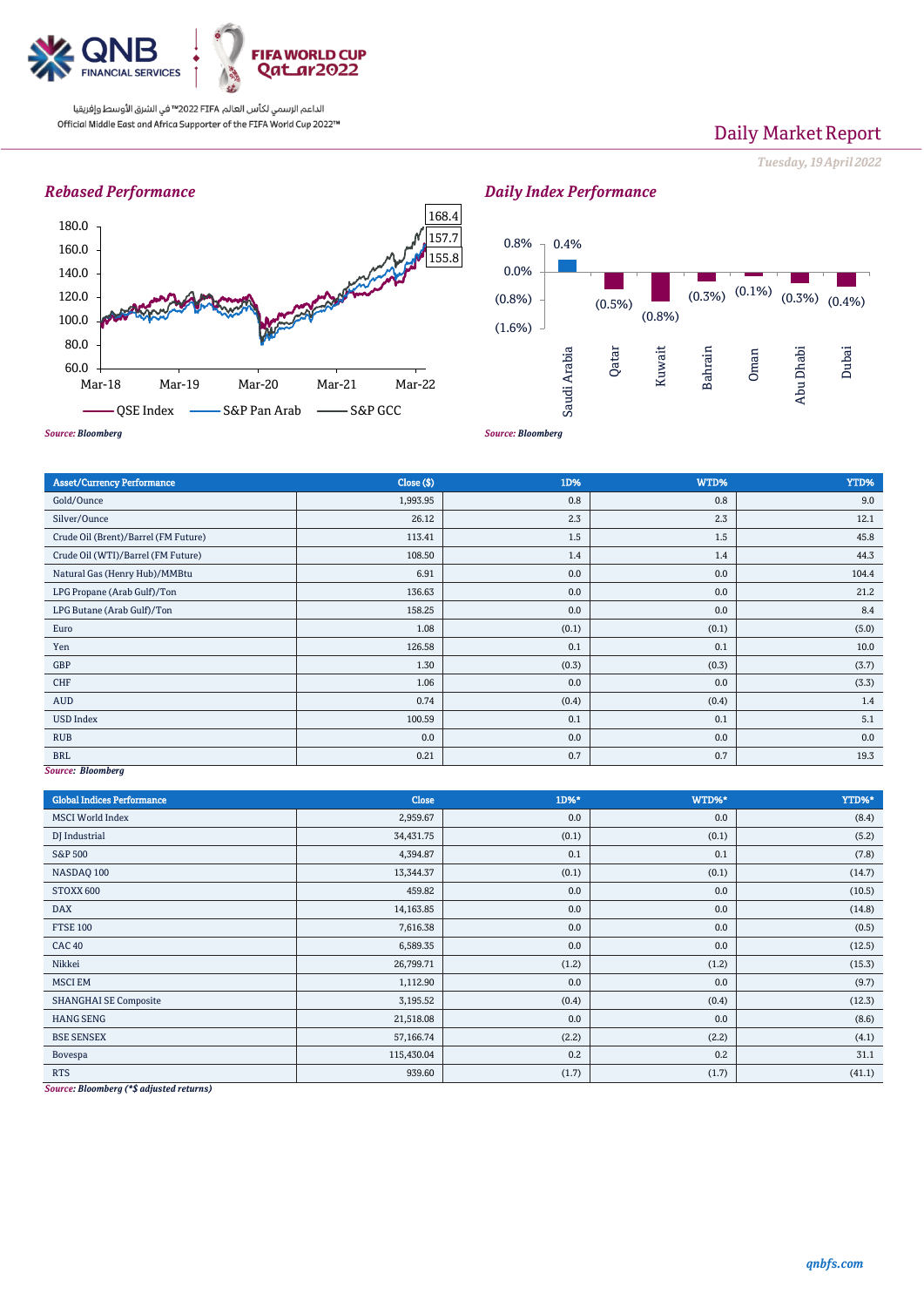QNB FINANCIAL SERVICES

الداعم الرسمي لكأس العالم FIFA 2022™ في الشرق الأوسط وإفريقيا
Official Middle East and Africa Supporter of the FIFA World Cup 2022™

# Daily Market Report

*Tuesday, 19 April 2022*

## *Rebased Performance*

180.0
160.0
140.0
120.0
100.0
80.0
60.0
Mar-18 Mar-19 Mar-20 Mar-21 Mar-22
168.4
157.7
155.8
QSE Index S&P Pan Arab S&P GCC

***Source:*** ***Bloomberg***

## *Daily Index Performance*

0.8%
0.0%
(0.8%)
(1.6%)
0.4% (0.5%) (0.8%) (0.3%) (0.1%) (0.3%) (0.4%)
Saudi Arabia Qatar Kuwait Bahrain Oman Abu Dhabi Dubai

***Source:*** ***Bloomberg***

| Asset/Currency Performance | Close ($) | 1D% | WTD% | YTD% |
|---|---|---|---|---|
| Gold/Ounce | 1,993.95 | 0.8 | 0.8 | 9.0 |
| Silver/Ounce | 26.12 | 2.3 | 2.3 | 12.1 |
| Crude Oil (Brent)/Barrel (FM Future) | 113.41 | 1.5 | 1.5 | 45.8 |
| Crude Oil (WTI)/Barrel (FM Future) | 108.50 | 1.4 | 1.4 | 44.3 |
| Natural Gas (Henry Hub)/MMBtu | 6.91 | 0.0 | 0.0 | 104.4 |
| LPG Propane (Arab Gulf)/Ton | 136.63 | 0.0 | 0.0 | 21.2 |
| LPG Butane (Arab Gulf)/Ton | 158.25 | 0.0 | 0.0 | 8.4 |
| Euro | 1.08 | (0.1) | (0.1) | (5.0) |
| Yen | 126.58 | 0.1 | 0.1 | 10.0 |
| GBP | 1.30 | (0.3) | (0.3) | (3.7) |
| CHF | 1.06 | 0.0 | 0.0 | (3.3) |
| AUD | 0.74 | (0.4) | (0.4) | 1.4 |
| USD Index | 100.59 | 0.1 | 0.1 | 5.1 |
| RUB | 0.0 | 0.0 | 0.0 | 0.0 |
| BRL | 0.21 | 0.7 | 0.7 | 19.3 |

***Source:*** ***Bloomberg***

| Global Indices Performance | Close | 1D%* | WTD%* | YTD%* |
|---|---|---|---|---|
| MSCI World Index | 2,959.67 | 0.0 | 0.0 | (8.4) |
| DJ Industrial | 34,431.75 | (0.1) | (0.1) | (5.2) |
| S&P 500 | 4,394.87 | 0.1 | 0.1 | (7.8) |
| NASDAQ 100 | 13,344.37 | (0.1) | (0.1) | (14.7) |
| STOXX 600 | 459.82 | 0.0 | 0.0 | (10.5) |
| DAX | 14,163.85 | 0.0 | 0.0 | (14.8) |
| FTSE 100 | 7,616.38 | 0.0 | 0.0 | (0.5) |
| CAC 40 | 6,589.35 | 0.0 | 0.0 | (12.5) |
| Nikkei | 26,799.71 | (1.2) | (1.2) | (15.3) |
| MSCI EM | 1,112.90 | 0.0 | 0.0 | (9.7) |
| SHANGHAI SE Composite | 3,195.52 | (0.4) | (0.4) | (12.3) |
| HANG SENG | 21,518.08 | 0.0 | 0.0 | (8.6) |
| BSE SENSEX | 57,166.74 | (2.2) | (2.2) | (4.1) |
| Bovespa | 115,430.04 | 0.2 | 0.2 | 31.1 |
| RTS | 939.60 | (1.7) | (1.7) | (41.1) |

***Source:*** ***Bloomberg (*$ adjusted returns)***

*qnbfs.com*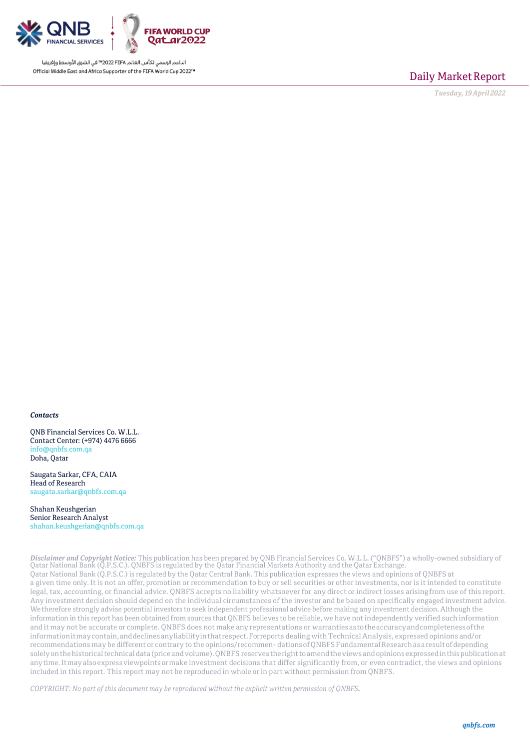*Contacts*

QNB Financial Services Co. W.L.L.
Contact Center: (+974) 4476 6666
info@qnbfs.com.qa
Doha, Qatar

Saugata Sarkar, CFA, CAIA
Head of Research
saugata.sarkar@qnbfs.com.qa

Shahan Keushgerian
Senior Research Analyst
shahan.keushgerian@qnbfs.com.qa

***Disclaimer and Copyright Notice:*** This publication has been prepared by QNB Financial Services Co. W.L.L. ("QNBFS") a wholly-owned subsidiary of Qatar National Bank (Q.P.S.C.). QNBFS is regulated by the Qatar Financial Markets Authority and the Qatar Exchange. Qatar National Bank (Q.P.S.C.) is regulated by the Qatar Central Bank. This publication expresses the views and opinions of QNBFS at a given time only. It is not an offer, promotion or recommendation to buy or sell securities or other investments, nor is it intended to constitute legal, tax, accounting, or financial advice. QNBFS accepts no liability whatsoever for any direct or indirect losses arising from use of this report. Any investment decision should depend on the individual circumstances of the investor and be based on specifically engaged investment advice. We therefore strongly advise potential investors to seek independent professional advice before making any investment decision. Although the information in this report has been obtained from sources that QNBFS believes to be reliable, we have not independently verified such information and it may not be accurate or complete. QNBFS does not make any representations or warranties as to the accuracy and completeness of the information it may contain, and declines any liability in that respect. For reports dealing with Technical Analysis, expressed opinions and/or recommendations may be different or contrary to the opinions/recommen- dations of QNBFS Fundamental Research as a result of depending solely on the historical technical data (price and volume). QNBFS reserves the right to amend the views and opinions expressed in this publication at any time. It may also express viewpoints or make investment decisions that differ significantly from, or even contradict, the views and opinions included in this report. This report may not be reproduced in whole or in part without permission from QNBFS.

*COPYRIGHT: No part of this document may be reproduced without the explicit written permission of QNBFS.*